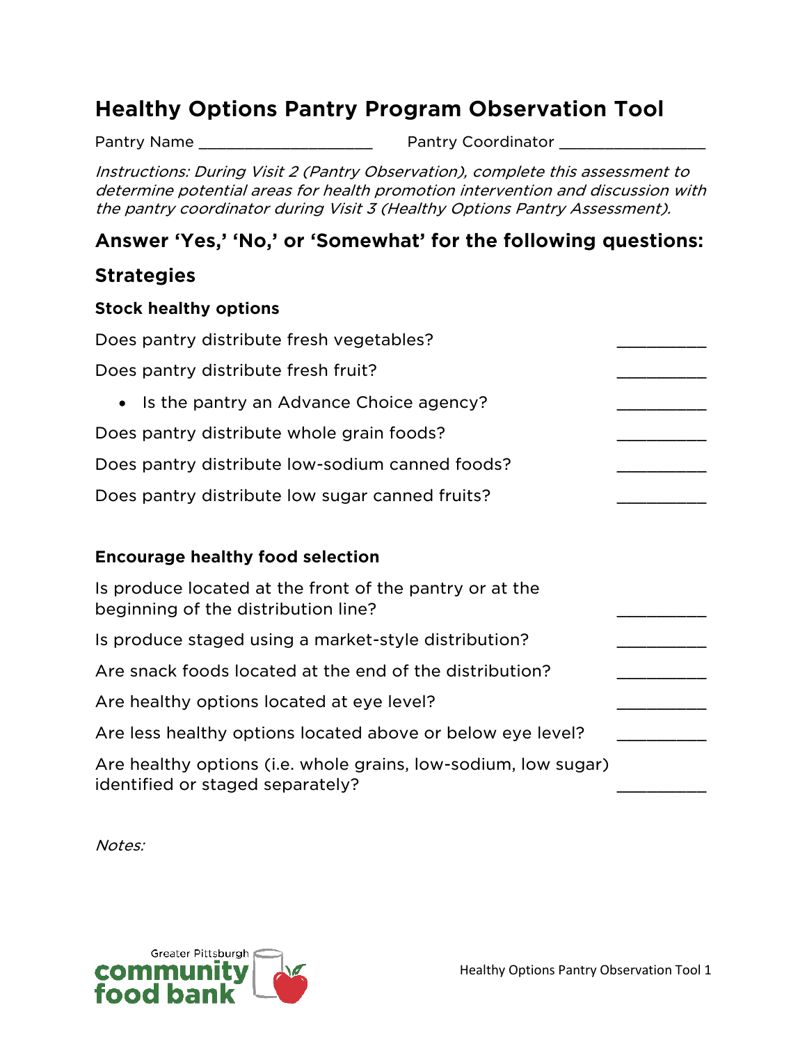# Healthy Options Pantry Program Observation Tool

Pantry Name ____________________ Pantry Coordinator _________________

*Instructions: During Visit 2 (Pantry Observation), complete this assessment to determine potential areas for health promotion intervention and discussion with the pantry coordinator during Visit 3 (Healthy Options Pantry Assessment).*

## Answer 'Yes,' 'No,' or 'Somewhat' for the following questions:

## Strategies

### Stock healthy options

Does pantry distribute fresh vegetables? __________

Does pantry distribute fresh fruit? __________

- Is the pantry an Advance Choice agency? __________

Does pantry distribute whole grain foods? __________

Does pantry distribute low-sodium canned foods? __________

Does pantry distribute low sugar canned fruits? __________

### Encourage healthy food selection

Is produce located at the front of the pantry or at the beginning of the distribution line? __________

Is produce staged using a market-style distribution? __________

Are snack foods located at the end of the distribution? __________

Are healthy options located at eye level? __________

Are less healthy options located above or below eye level? __________

Are healthy options (i.e. whole grains, low-sodium, low sugar) identified or staged separately? __________

*Notes:*

Greater Pittsburgh community food bank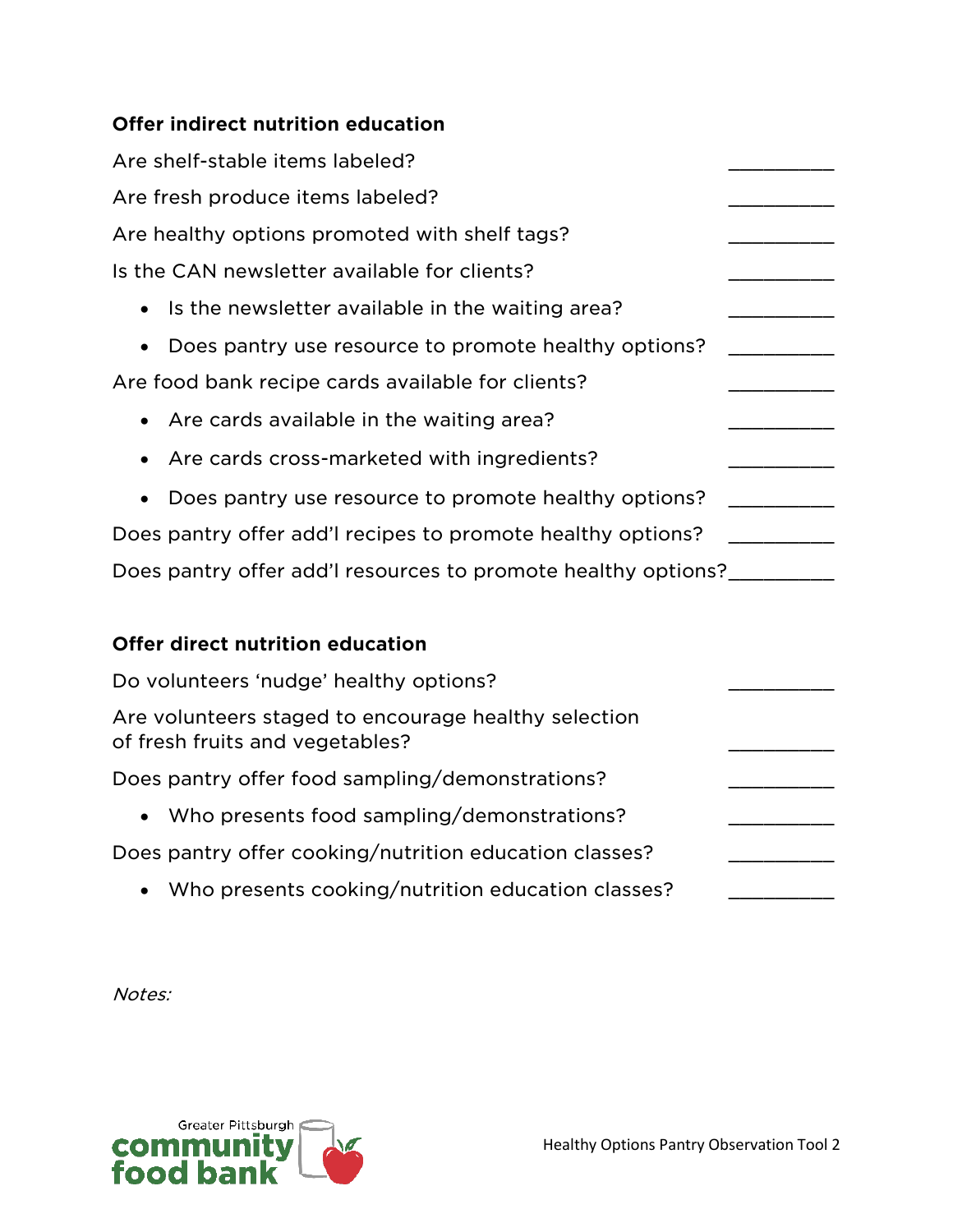**Offer indirect nutrition education**

Are shelf-stable items labeled? __________

Are fresh produce items labeled? __________

Are healthy options promoted with shelf tags? __________

Is the CAN newsletter available for clients? __________

- Is the newsletter available in the waiting area? __________
- Does pantry use resource to promote healthy options? __________

Are food bank recipe cards available for clients? __________

- Are cards available in the waiting area? __________
- Are cards cross-marketed with ingredients? __________
- Does pantry use resource to promote healthy options? __________

Does pantry offer add'l recipes to promote healthy options? __________

Does pantry offer add'l resources to promote healthy options? __________

**Offer direct nutrition education**

Do volunteers 'nudge' healthy options? __________

Are volunteers staged to encourage healthy selection of fresh fruits and vegetables? __________

Does pantry offer food sampling/demonstrations? __________

- Who presents food sampling/demonstrations? __________

Does pantry offer cooking/nutrition education classes? __________

- Who presents cooking/nutrition education classes? __________

*Notes:*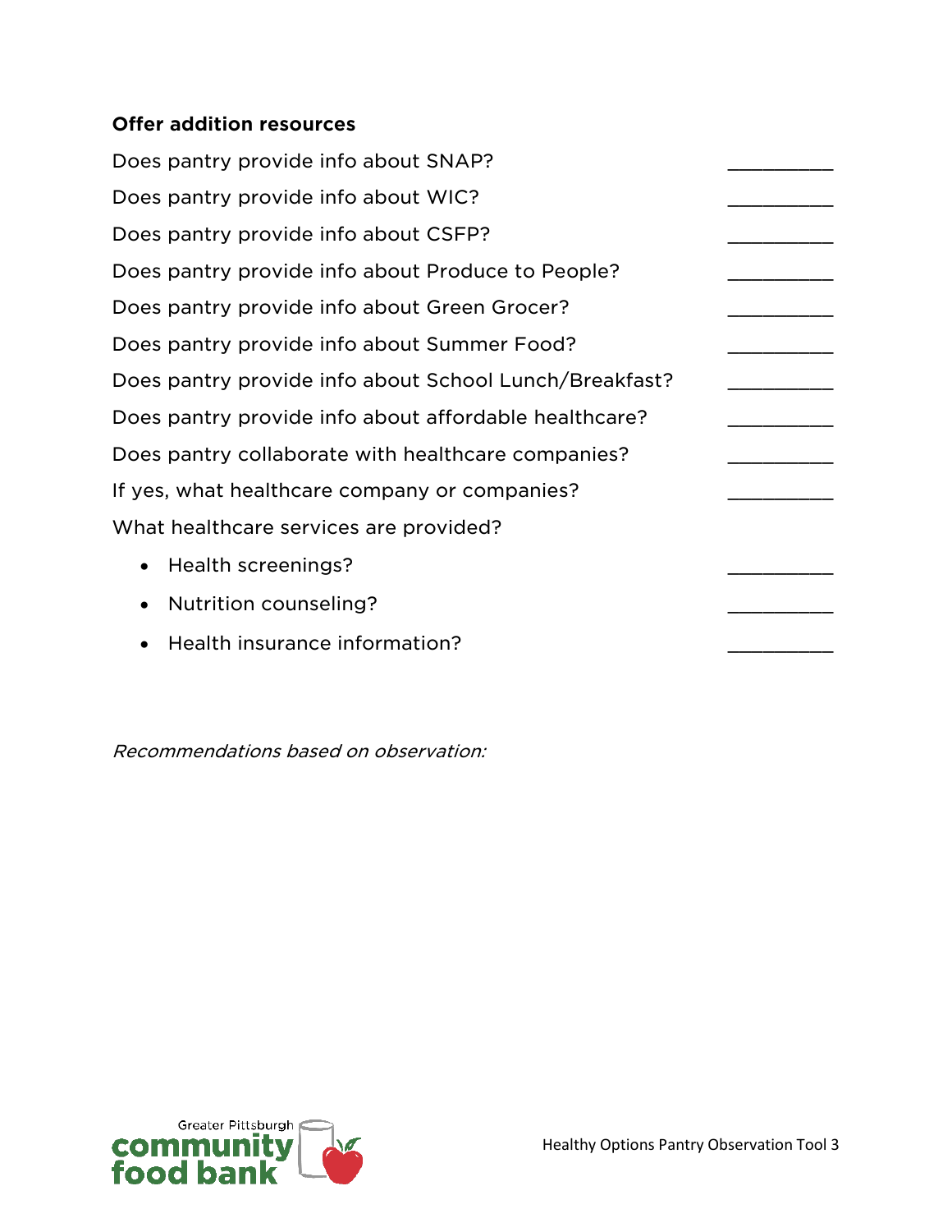**Offer addition resources**

Does pantry provide info about SNAP? __________

Does pantry provide info about WIC? __________

Does pantry provide info about CSFP? __________

Does pantry provide info about Produce to People? __________

Does pantry provide info about Green Grocer? __________

Does pantry provide info about Summer Food? __________

Does pantry provide info about School Lunch/Breakfast? __________

Does pantry provide info about affordable healthcare? __________

Does pantry collaborate with healthcare companies? __________

If yes, what healthcare company or companies? __________

What healthcare services are provided?

- Health screenings? __________
- Nutrition counseling? __________
- Health insurance information? __________

*Recommendations based on observation:*